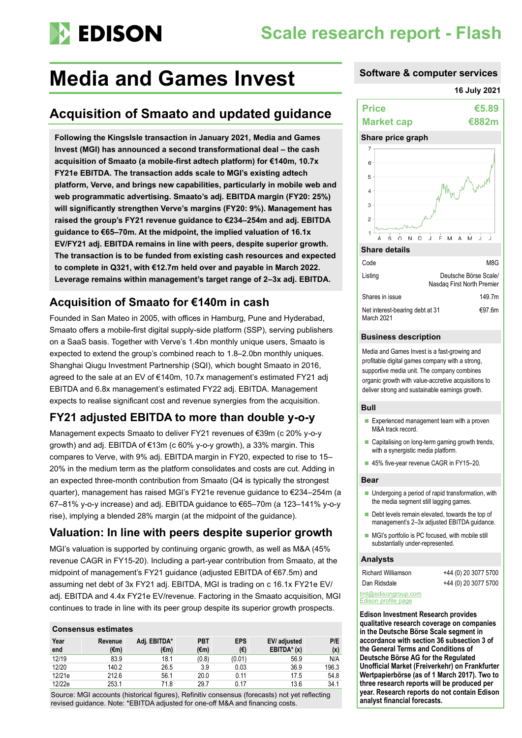# Media and Games Invest

Scale research report - Flash

## Acquisition of Smaato and updated guidance

**Following the KingsIsle transaction in January 2021, Media and Games Invest (MGI) has announced a second transformational deal – the cash acquisition of Smaato (a mobile-first adtech platform) for €140m, 10.7x FY21e EBITDA. The transaction adds scale to MGI's existing adtech platform, Verve, and brings new capabilities, particularly in mobile web and web programmatic advertising. Smaato's adj. EBITDA margin (FY20: 25%) will significantly strengthen Verve's margins (FY20: 9%). Management has raised the group's FY21 revenue guidance to €234–254m and adj. EBITDA guidance to €65–70m. At the midpoint, the implied valuation of 16.1x EV/FY21 adj. EBITDA remains in line with peers, despite superior growth. The transaction is to be funded from existing cash resources and expected to complete in Q321, with €12.7m held over and payable in March 2022. Leverage remains within management's target range of 2–3x adj. EBITDA.**

## Acquisition of Smaato for €140m in cash

Founded in San Mateo in 2005, with offices in Hamburg, Pune and Hyderabad, Smaato offers a mobile-first digital supply-side platform (SSP), serving publishers on a SaaS basis. Together with Verve's 1.4bn monthly unique users, Smaato is expected to extend the group's combined reach to 1.8–2.0bn monthly uniques. Shanghai Qiugu Investment Partnership (SQI), which bought Smaato in 2016, agreed to the sale at an EV of €140m, 10.7x management's estimated FY21 adj EBITDA and 6.8x management's estimated FY22 adj. EBITDA. Management expects to realise significant cost and revenue synergies from the acquisition.

## FY21 adjusted EBITDA to more than double y-o-y

Management expects Smaato to deliver FY21 revenues of €39m (c 20% y-o-y growth) and adj. EBITDA of €13m (c 60% y-o-y growth), a 33% margin. This compares to Verve, with 9% adj. EBITDA margin in FY20, expected to rise to 15–20% in the medium term as the platform consolidates and costs are cut. Adding in an expected three-month contribution from Smaato (Q4 is typically the strongest quarter), management has raised MGI's FY21e revenue guidance to €234–254m (a 67–81% y-o-y increase) and adj. EBITDA guidance to €65–70m (a 123–141% y-o-y rise), implying a blended 28% margin (at the midpoint of the guidance).

## Valuation: In line with peers despite superior growth

MGI's valuation is supported by continuing organic growth, as well as M&A (45% revenue CAGR in FY15-20). Including a part-year contribution from Smaato, at the midpoint of management's FY21 guidance (adjusted EBITDA of €67.5m) and assuming net debt of 3x FY21 adj. EBITDA, MGI is trading on c 16.1x FY21e EV/adj. EBITDA and 4.4x FY21e EV/revenue. Factoring in the Smaato acquisition, MGI continues to trade in line with its peer group despite its superior growth prospects.

### Consensus estimates

| Year end | Revenue (€m) | Adj. EBITDA* (€m) | PBT (€m) | EPS (€) | EV/ adjusted EBITDA* (x) | P/E (x) |
|---|---|---|---|---|---|---|
| 12/19 | 83.9 | 18.1 | (0.8) | (0.01) | 56.9 | N/A |
| 12/20 | 140.2 | 26.5 | 3.9 | 0.03 | 36.9 | 196.3 |
| 12/21e | 212.6 | 56.1 | 20.0 | 0.11 | 17.5 | 54.8 |
| 12/22e | 253.1 | 71.8 | 29.7 | 0.17 | 13.6 | 34.1 |

Source: MGI accounts (historical figures), Refinitiv consensus (forecasts) not yet reflecting revised guidance. Note: *EBITDA adjusted for one-off M&A and financing costs.

**Software & computer services**

**16 July 2021**

| | |
|---|---|
| **Price** | **€5.89** |
| **Market cap** | **€882m** |

**Share price graph**

### Share details

| | |
|---|---|
| Code | M8G |
| Listing | Deutsche Börse Scale/ Nasdaq First North Premier |
| Shares in issue | 149.7m |
| Net interest-bearing debt at 31 March 2021 | €97.6m |

### Business description

Media and Games Invest is a fast-growing and profitable digital games company with a strong, supportive media unit. The company combines organic growth with value-accretive acquisitions to deliver strong and sustainable earnings growth.

### Bull

- Experienced management team with a proven M&A track record.
- Capitalising on long-term gaming growth trends, with a synergistic media platform.
- 45% five-year revenue CAGR in FY15–20.

### Bear

- Undergoing a period of rapid transformation, with the media segment still lagging games.
- Debt levels remain elevated, towards the top of management's 2–3x adjusted EBITDA guidance.
- MGI's portfolio is PC focused, with mobile still substantially under-represented.

### Analysts

| | |
|---|---|
| Richard Williamson | +44 (0) 20 3077 5700 |
| Dan Ridsdale | +44 (0) 20 3077 5700 |

tmt@edisongroup.com
Edison profile page

**Edison Investment Research provides qualitative research coverage on companies in the Deutsche Börse Scale segment in accordance with section 36 subsection 3 of the General Terms and Conditions of Deutsche Börse AG for the Regulated Unofficial Market (Freiverkehr) on Frankfurter Wertpapierbörse (as of 1 March 2017). Two to three research reports will be produced per year. Research reports do not contain Edison analyst financial forecasts.**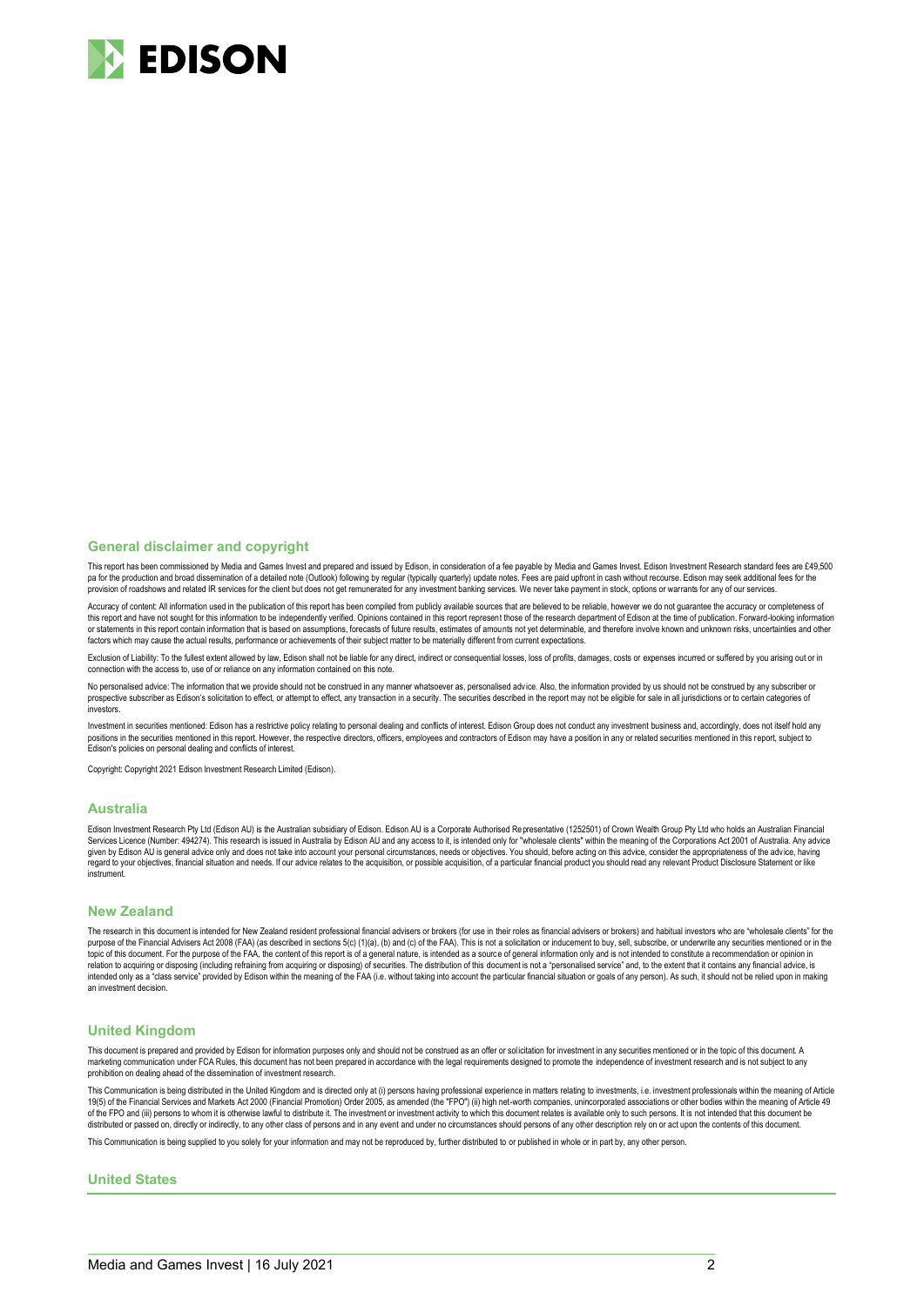## General disclaimer and copyright

This report has been commissioned by Media and Games Invest and prepared and issued by Edison, in consideration of a fee payable by Media and Games Invest. Edison Investment Research standard fees are £49,500 pa for the production and broad dissemination of a detailed note (Outlook) following by regular (typically quarterly) update notes. Fees are paid upfront in cash without recourse. Edison may seek additional fees for the provision of roadshows and related IR services for the client but does not get remunerated for any investment banking services. We never take payment in stock, options or warrants for any of our services.

Accuracy of content: All information used in the publication of this report has been compiled from publicly available sources that are believed to be reliable, however we do not guarantee the accuracy or completeness of this report and have not sought for this information to be independently verified. Opinions contained in this report represent those of the research department of Edison at the time of publication. Forward-looking information or statements in this report contain information that is based on assumptions, forecasts of future results, estimates of amounts not yet determinable, and therefore involve known and unknown risks, uncertainties and other factors which may cause the actual results, performance or achievements of their subject matter to be materially different from current expectations.

Exclusion of Liability: To the fullest extent allowed by law, Edison shall not be liable for any direct, indirect or consequential losses, loss of profits, damages, costs or expenses incurred or suffered by you arising out or in connection with the access to, use of or reliance on any information contained on this note.

No personalised advice: The information that we provide should not be construed in any manner whatsoever as, personalised advice. Also, the information provided by us should not be construed by any subscriber or prospective subscriber as Edison's solicitation to effect, or attempt to effect, any transaction in a security. The securities described in the report may not be eligible for sale in all jurisdictions or to certain categories of investors.

Investment in securities mentioned: Edison has a restrictive policy relating to personal dealing and conflicts of interest. Edison Group does not conduct any investment business and, accordingly, does not itself hold any positions in the securities mentioned in this report. However, the respective directors, officers, employees and contractors of Edison may have a position in any or related securities mentioned in this report, subject to Edison's policies on personal dealing and conflicts of interest.

Copyright: Copyright 2021 Edison Investment Research Limited (Edison).

## Australia

Edison Investment Research Pty Ltd (Edison AU) is the Australian subsidiary of Edison. Edison AU is a Corporate Authorised Representative (1252501) of Crown Wealth Group Pty Ltd who holds an Australian Financial Services Licence (Number: 494274). This research is issued in Australia by Edison AU and any access to it, is intended only for "wholesale clients" within the meaning of the Corporations Act 2001 of Australia. Any advice given by Edison AU is general advice only and does not take into account your personal circumstances, needs or objectives. You should, before acting on this advice, consider the appropriateness of the advice, having regard to your objectives, financial situation and needs. If our advice relates to the acquisition, or possible acquisition, of a particular financial product you should read any relevant Product Disclosure Statement or like instrument.

## New Zealand

The research in this document is intended for New Zealand resident professional financial advisers or brokers (for use in their roles as financial advisers or brokers) and habitual investors who are "wholesale clients" for the purpose of the Financial Advisers Act 2008 (FAA) (as described in sections 5(c) (1)(a), (b) and (c) of the FAA). This is not a solicitation or inducement to buy, sell, subscribe, or underwrite any securities mentioned or in the topic of this document. For the purpose of the FAA, the content of this report is of a general nature, is intended as a source of general information only and is not intended to constitute a recommendation or opinion in relation to acquiring or disposing (including refraining from acquiring or disposing) of securities. The distribution of this document is not a "personalised service" and, to the extent that it contains any financial advice, is intended only as a "class service" provided by Edison within the meaning of the FAA (i.e. without taking into account the particular financial situation or goals of any person). As such, it should not be relied upon in making an investment decision.

## United Kingdom

This document is prepared and provided by Edison for information purposes only and should not be construed as an offer or solicitation for investment in any securities mentioned or in the topic of this document. A marketing communication under FCA Rules, this document has not been prepared in accordance with the legal requirements designed to promote the independence of investment research and is not subject to any prohibition on dealing ahead of the dissemination of investment research.

This Communication is being distributed in the United Kingdom and is directed only at (i) persons having professional experience in matters relating to investments, i.e. investment professionals within the meaning of Article 19(5) of the Financial Services and Markets Act 2000 (Financial Promotion) Order 2005, as amended (the "FPO") (ii) high net-worth companies, unincorporated associations or other bodies within the meaning of Article 49 of the FPO and (iii) persons to whom it is otherwise lawful to distribute it. The investment or investment activity to which this document relates is available only to such persons. It is not intended that this document be distributed or passed on, directly or indirectly, to any other class of persons and in any event and under no circumstances should persons of any other description rely on or act upon the contents of this document.

This Communication is being supplied to you solely for your information and may not be reproduced by, further distributed to or published in whole or in part by, any other person.

## United States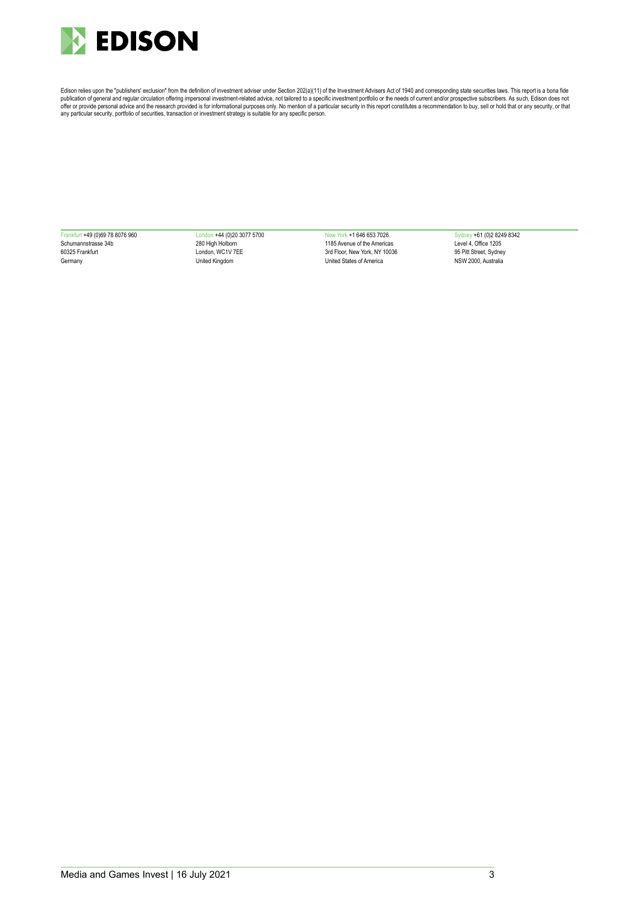Edison relies upon the "publishers' exclusion" from the definition of investment adviser under Section 202(a)(11) of the Investment Advisers Act of 1940 and corresponding state securities laws. This report is a bona fide publication of general and regular circulation offering impersonal investment-related advice, not tailored to a specific investment portfolio or the needs of current and/or prospective subscribers. As such, Edison does not offer or provide personal advice and the research provided is for informational purposes only. No mention of a particular security in this report constitutes a recommendation to buy, sell or hold that or any security, or that any particular security, portfolio of securities, transaction or investment strategy is suitable for any specific person.

Frankfurt +49 (0)69 78 8076 960
Schumannstrasse 34b
60325 Frankfurt
Germany

London +44 (0)20 3077 5700
280 High Holborn
London, WC1V 7EE
United Kingdom

New York +1 646 653 7026
1185 Avenue of the Americas
3rd Floor, New York, NY 10036
United States of America

Sydney +61 (0)2 8249 8342
Level 4, Office 1205
95 Pitt Street, Sydney
NSW 2000, Australia